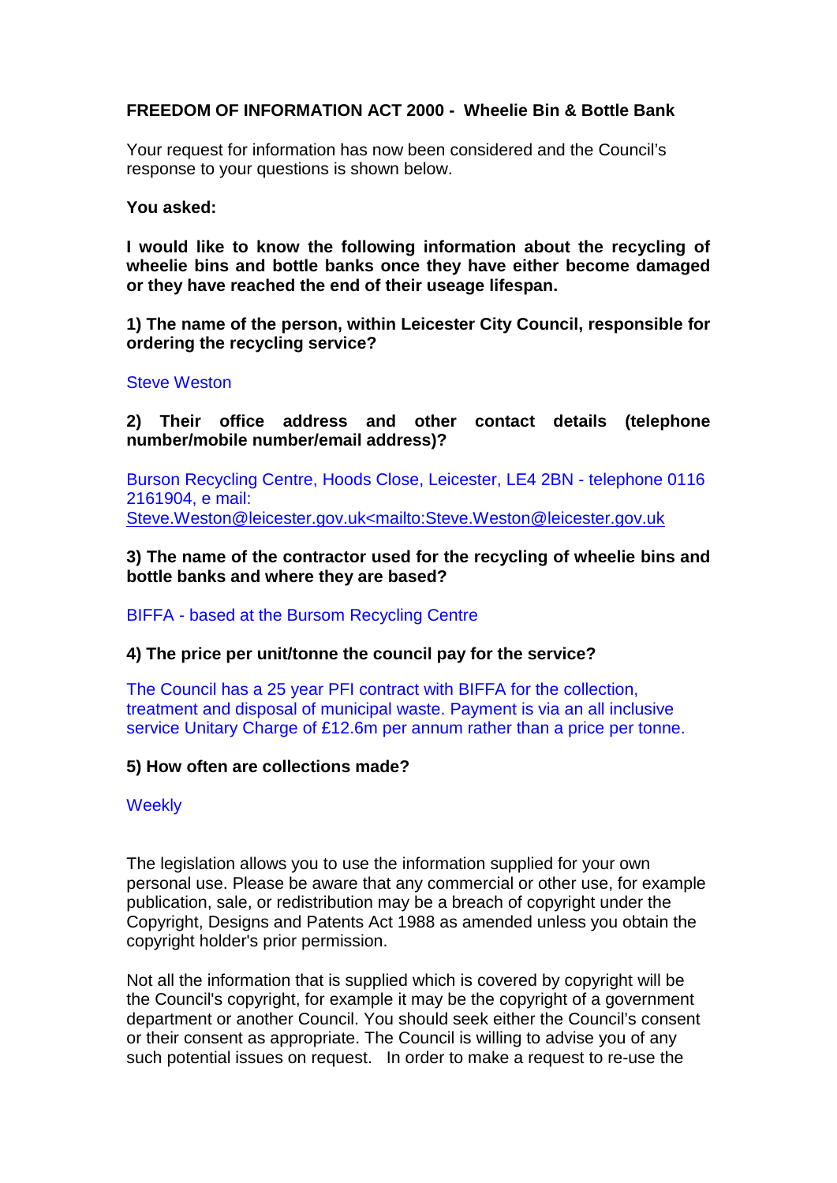**FREEDOM OF INFORMATION ACT 2000 - Wheelie Bin & Bottle Bank**

Your request for information has now been considered and the Council's response to your questions is shown below.

**You asked:**

**I would like to know the following information about the recycling of wheelie bins and bottle banks once they have either become damaged or they have reached the end of their useage lifespan.**

**1) The name of the person, within Leicester City Council, responsible for ordering the recycling service?**

Steve Weston

**2) Their office address and other contact details (telephone number/mobile number/email address)?**

Burson Recycling Centre, Hoods Close, Leicester, LE4 2BN - telephone 0116 2161904, e mail: Steve.Weston@leicester.gov.uk<mailto:Steve.Weston@leicester.gov.uk

**3) The name of the contractor used for the recycling of wheelie bins and bottle banks and where they are based?**

BIFFA - based at the Bursom Recycling Centre

**4) The price per unit/tonne the council pay for the service?**

The Council has a 25 year PFI contract with BIFFA for the collection, treatment and disposal of municipal waste. Payment is via an all inclusive service Unitary Charge of £12.6m per annum rather than a price per tonne.

**5) How often are collections made?**

Weekly

The legislation allows you to use the information supplied for your own personal use. Please be aware that any commercial or other use, for example publication, sale, or redistribution may be a breach of copyright under the Copyright, Designs and Patents Act 1988 as amended unless you obtain the copyright holder's prior permission.

Not all the information that is supplied which is covered by copyright will be the Council's copyright, for example it may be the copyright of a government department or another Council. You should seek either the Council's consent or their consent as appropriate. The Council is willing to advise you of any such potential issues on request. In order to make a request to re-use the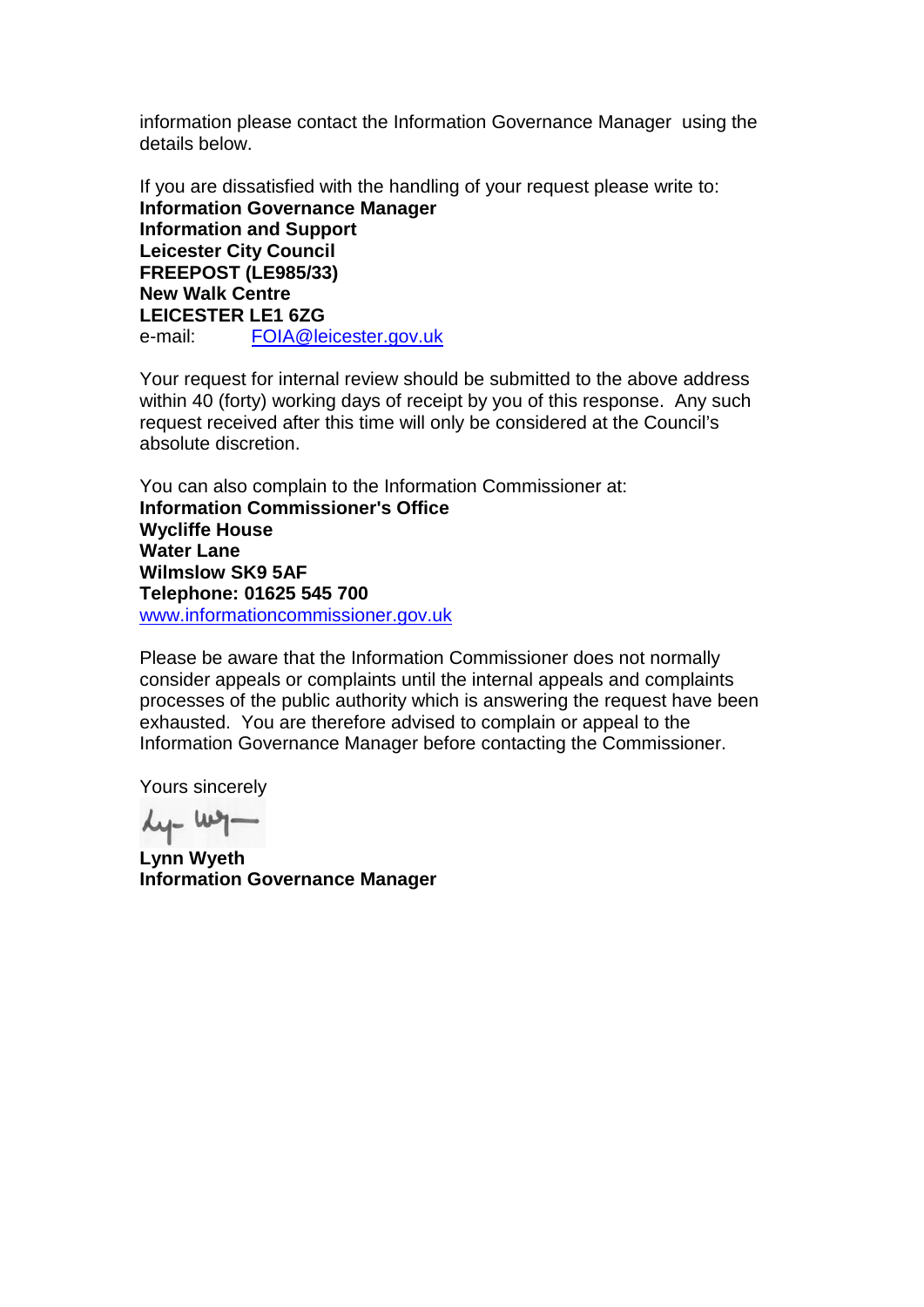information please contact the Information Governance Manager using the details below.

If you are dissatisfied with the handling of your request please write to:
**Information Governance Manager**
**Information and Support**
**Leicester City Council**
**FREEPOST (LE985/33)**
**New Walk Centre**
**LEICESTER LE1 6ZG**
e-mail: FOIA@leicester.gov.uk

Your request for internal review should be submitted to the above address within 40 (forty) working days of receipt by you of this response. Any such request received after this time will only be considered at the Council's absolute discretion.

You can also complain to the Information Commissioner at:
**Information Commissioner's Office**
**Wycliffe House**
**Water Lane**
**Wilmslow SK9 5AF**
**Telephone: 01625 545 700**
www.informationcommissioner.gov.uk

Please be aware that the Information Commissioner does not normally consider appeals or complaints until the internal appeals and complaints processes of the public authority which is answering the request have been exhausted. You are therefore advised to complain or appeal to the Information Governance Manager before contacting the Commissioner.

Yours sincerely

**Lynn Wyeth**
**Information Governance Manager**